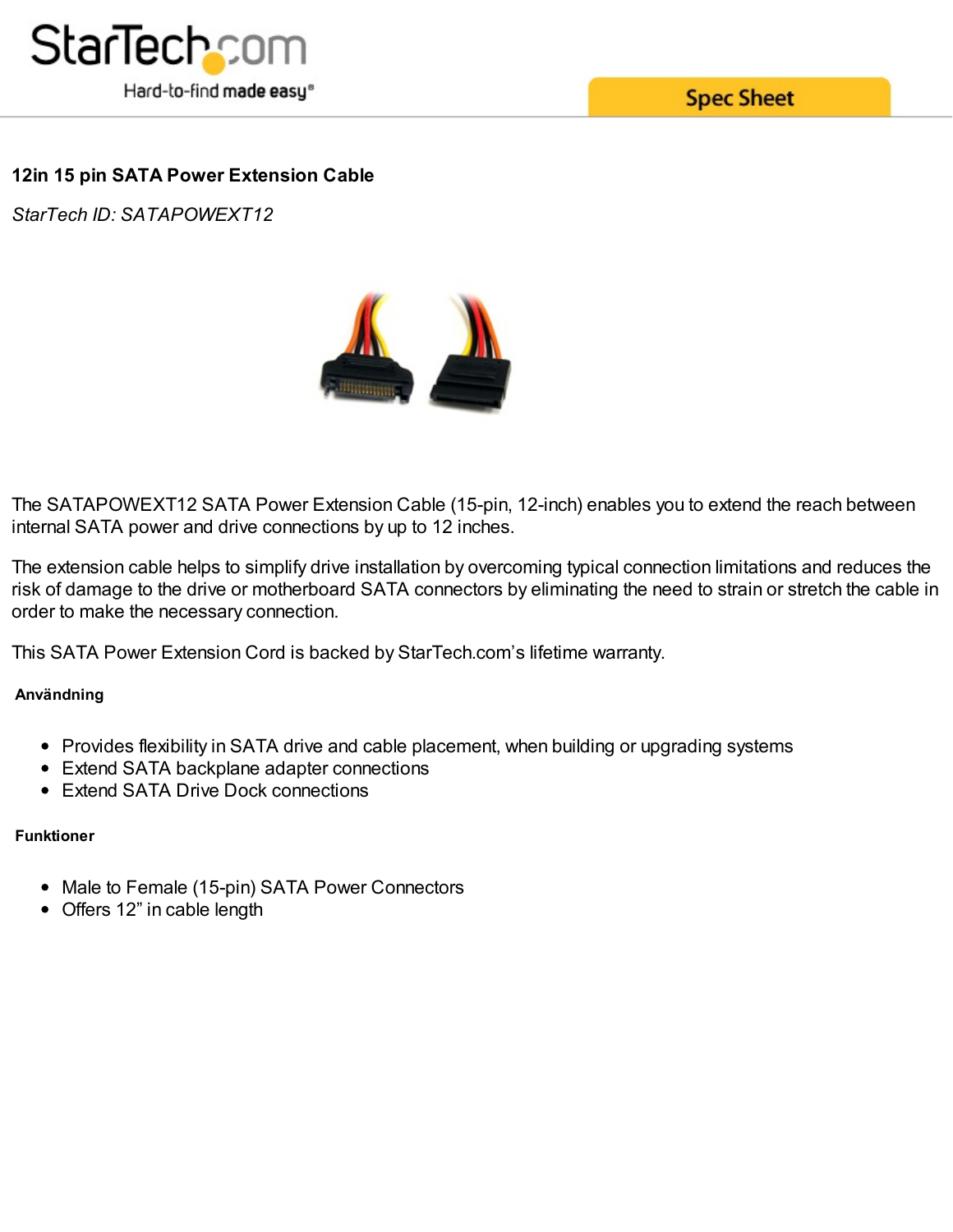# 12in 15 pin SATA Power Extension Cable

*StarTech ID: SATAPOWEXT12*

The SATAPOWEXT12 SATA Power Extension Cable (15-pin, 12-inch) enables you to extend the reach between internal SATA power and drive connections by up to 12 inches.

The extension cable helps to simplify drive installation by overcoming typical connection limitations and reduces the risk of damage to the drive or motherboard SATA connectors by eliminating the need to strain or stretch the cable in order to make the necessary connection.

This SATA Power Extension Cord is backed by StarTech.com's lifetime warranty.

### Användning

- Provides flexibility in SATA drive and cable placement, when building or upgrading systems
- Extend SATA backplane adapter connections
- Extend SATA Drive Dock connections

### Funktioner

- Male to Female (15-pin) SATA Power Connectors
- Offers 12" in cable length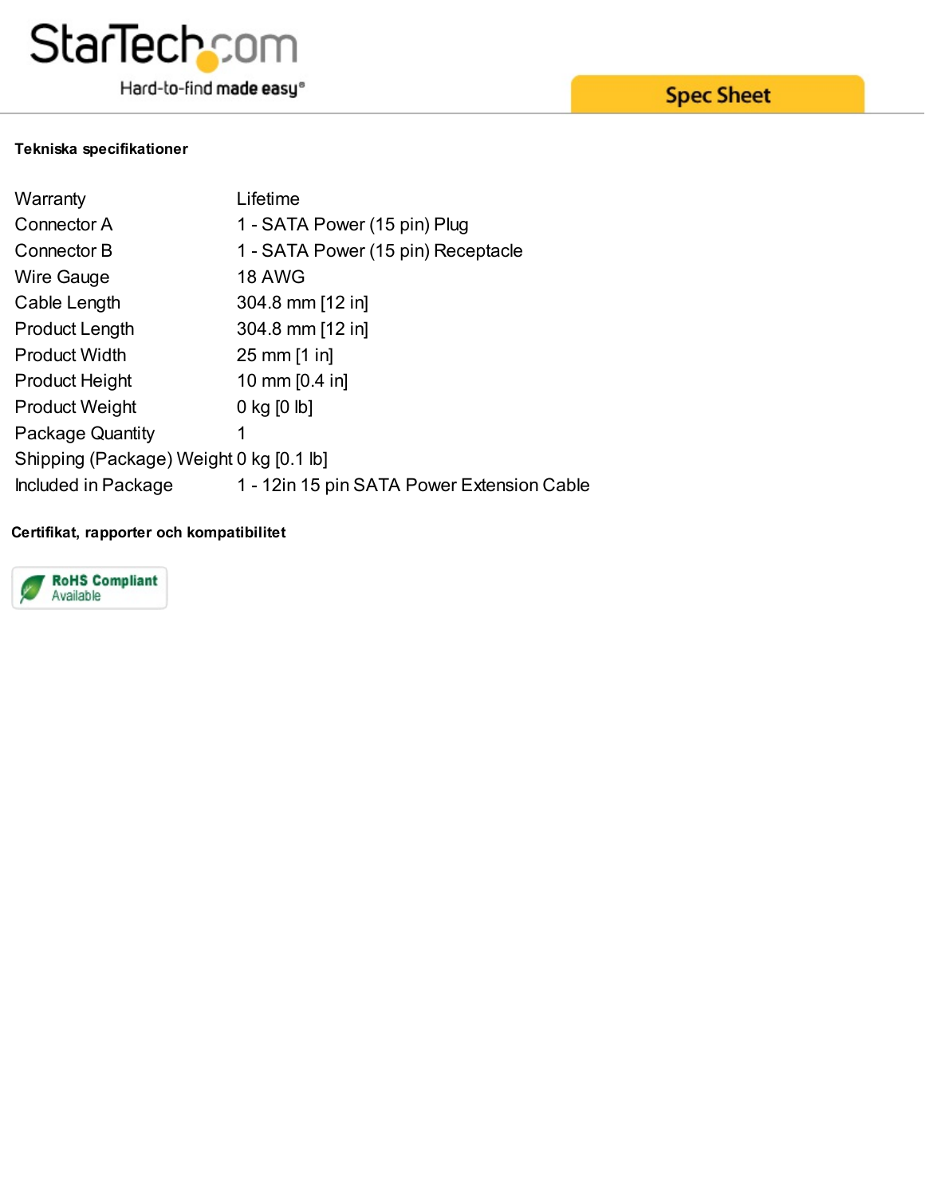## Tekniska specifikationer

| | |
|---|---|
| Warranty | Lifetime |
| Connector A | 1 - SATA Power (15 pin) Plug |
| Connector B | 1 - SATA Power (15 pin) Receptacle |
| Wire Gauge | 18 AWG |
| Cable Length | 304.8 mm [12 in] |
| Product Length | 304.8 mm [12 in] |
| Product Width | 25 mm [1 in] |
| Product Height | 10 mm [0.4 in] |
| Product Weight | 0 kg [0 lb] |
| Package Quantity | 1 |
| Shipping (Package) Weight | 0 kg [0.1 lb] |
| Included in Package | 1 - 12in 15 pin SATA Power Extension Cable |

## Certifikat, rapporter och kompatibilitet

RoHS Compliant Available